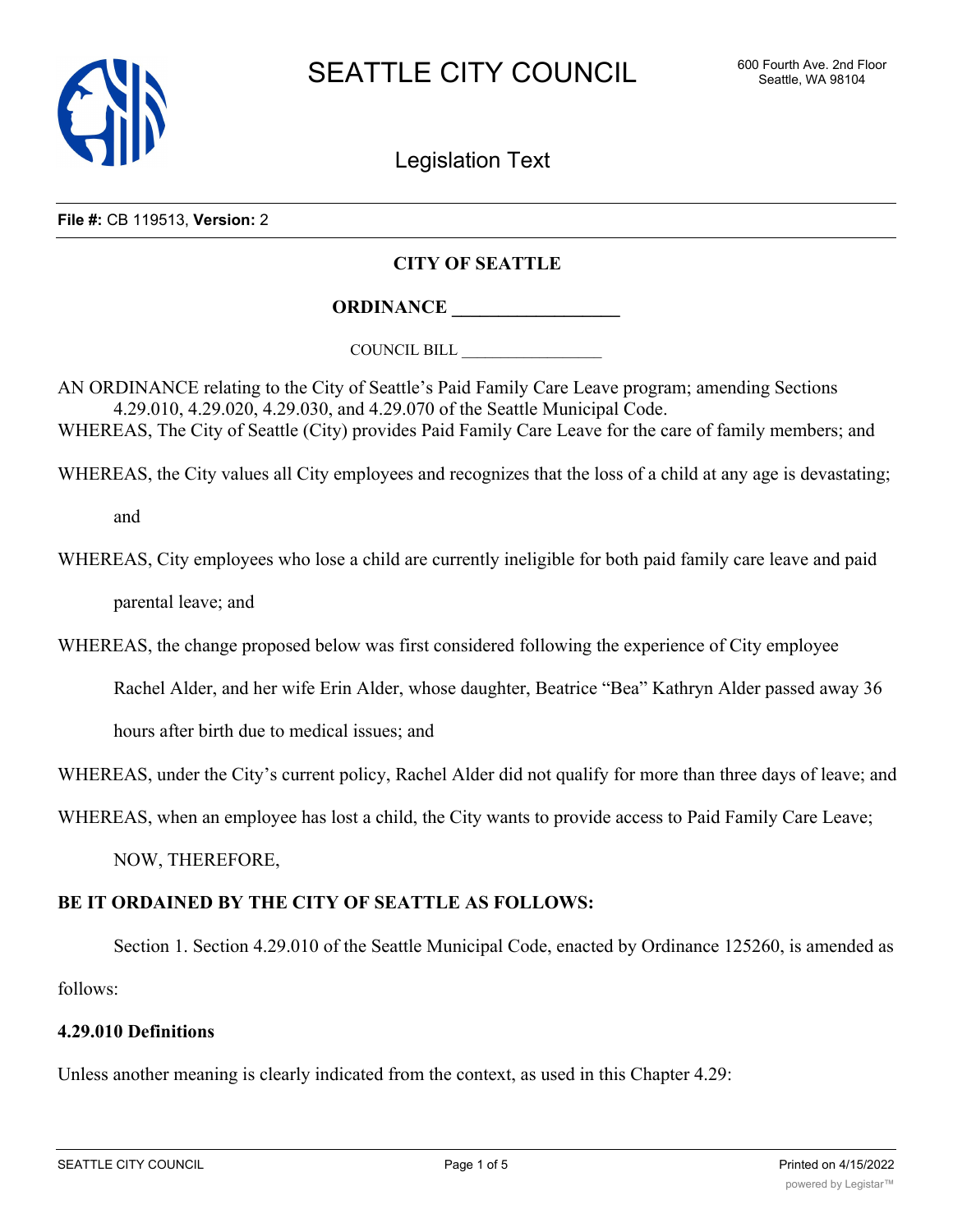**File #:** CB 119513, **Version:** 2

**CITY OF SEATTLE**

**ORDINANCE ________________**

COUNCIL BILL ________________

AN ORDINANCE relating to the City of Seattle's Paid Family Care Leave program; amending Sections 4.29.010, 4.29.020, 4.29.030, and 4.29.070 of the Seattle Municipal Code.

WHEREAS, The City of Seattle (City) provides Paid Family Care Leave for the care of family members; and

WHEREAS, the City values all City employees and recognizes that the loss of a child at any age is devastating; and

WHEREAS, City employees who lose a child are currently ineligible for both paid family care leave and paid parental leave; and

WHEREAS, the change proposed below was first considered following the experience of City employee Rachel Alder, and her wife Erin Alder, whose daughter, Beatrice "Bea" Kathryn Alder passed away 36 hours after birth due to medical issues; and

WHEREAS, under the City's current policy, Rachel Alder did not qualify for more than three days of leave; and

WHEREAS, when an employee has lost a child, the City wants to provide access to Paid Family Care Leave; NOW, THEREFORE,

**BE IT ORDAINED BY THE CITY OF SEATTLE AS FOLLOWS:**

Section 1. Section 4.29.010 of the Seattle Municipal Code, enacted by Ordinance 125260, is amended as follows:

**4.29.010 Definitions**

Unless another meaning is clearly indicated from the context, as used in this Chapter 4.29: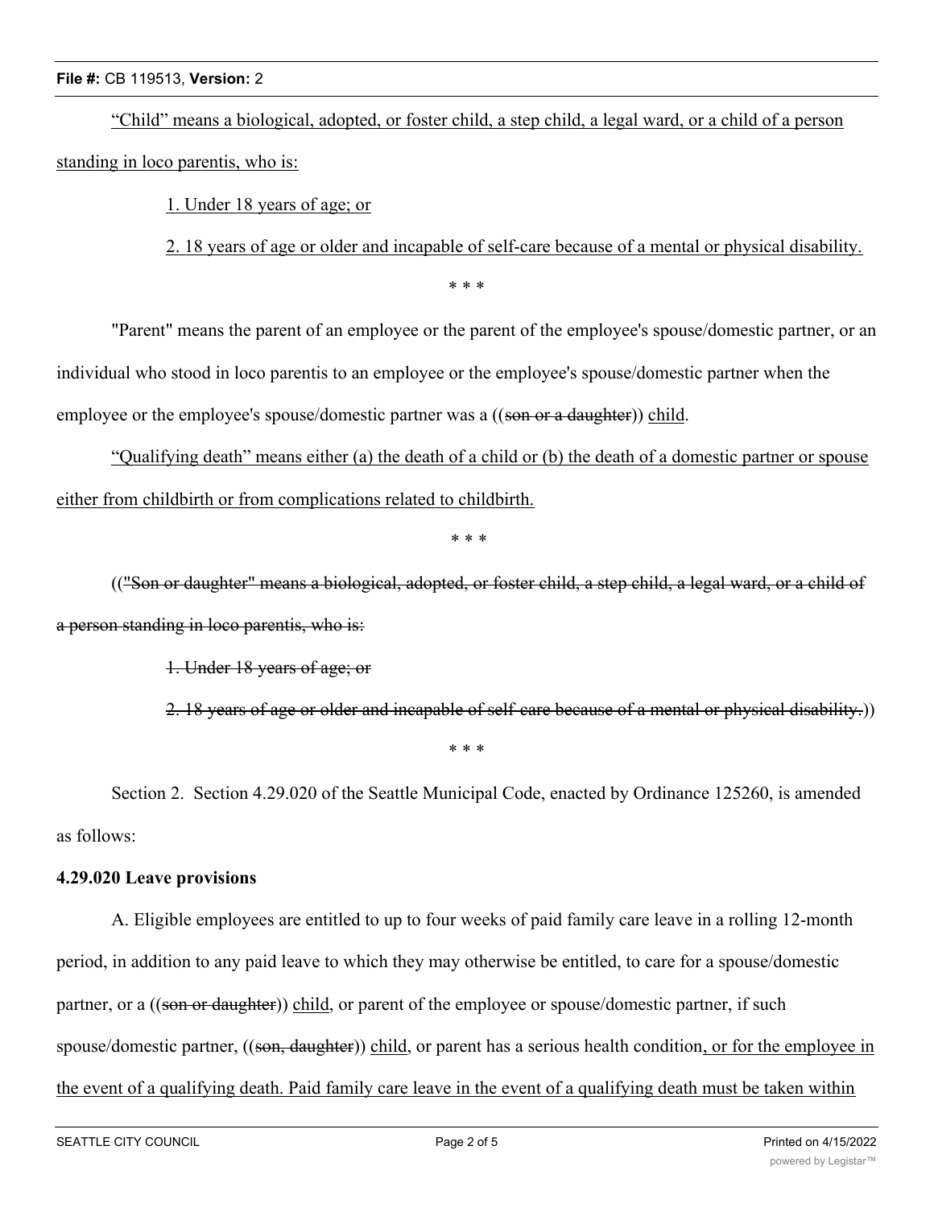"Child" means a biological, adopted, or foster child, a step child, a legal ward, or a child of a person standing in loco parentis, who is:

1. Under 18 years of age; or

2. 18 years of age or older and incapable of self-care because of a mental or physical disability.

\* \* \*

"Parent" means the parent of an employee or the parent of the employee's spouse/domestic partner, or an individual who stood in loco parentis to an employee or the employee's spouse/domestic partner when the employee or the employee's spouse/domestic partner was a ((~~son or a daughter~~)) child.

"Qualifying death" means either (a) the death of a child or (b) the death of a domestic partner or spouse either from childbirth or from complications related to childbirth.

\* \* \*

((~~"Son or daughter" means a biological, adopted, or foster child, a step child, a legal ward, or a child of a person standing in loco parentis, who is:~~

~~1. Under 18 years of age; or~~

~~2. 18 years of age or older and incapable of self-care because of a mental or physical disability.~~))

\* \* \*

Section 2. Section 4.29.020 of the Seattle Municipal Code, enacted by Ordinance 125260, is amended as follows:

**4.29.020 Leave provisions**

A. Eligible employees are entitled to up to four weeks of paid family care leave in a rolling 12-month period, in addition to any paid leave to which they may otherwise be entitled, to care for a spouse/domestic partner, or a ((~~son or daughter~~)) child, or parent of the employee or spouse/domestic partner, if such spouse/domestic partner, ((~~son, daughter~~)) child, or parent has a serious health condition, or for the employee in the event of a qualifying death. Paid family care leave in the event of a qualifying death must be taken within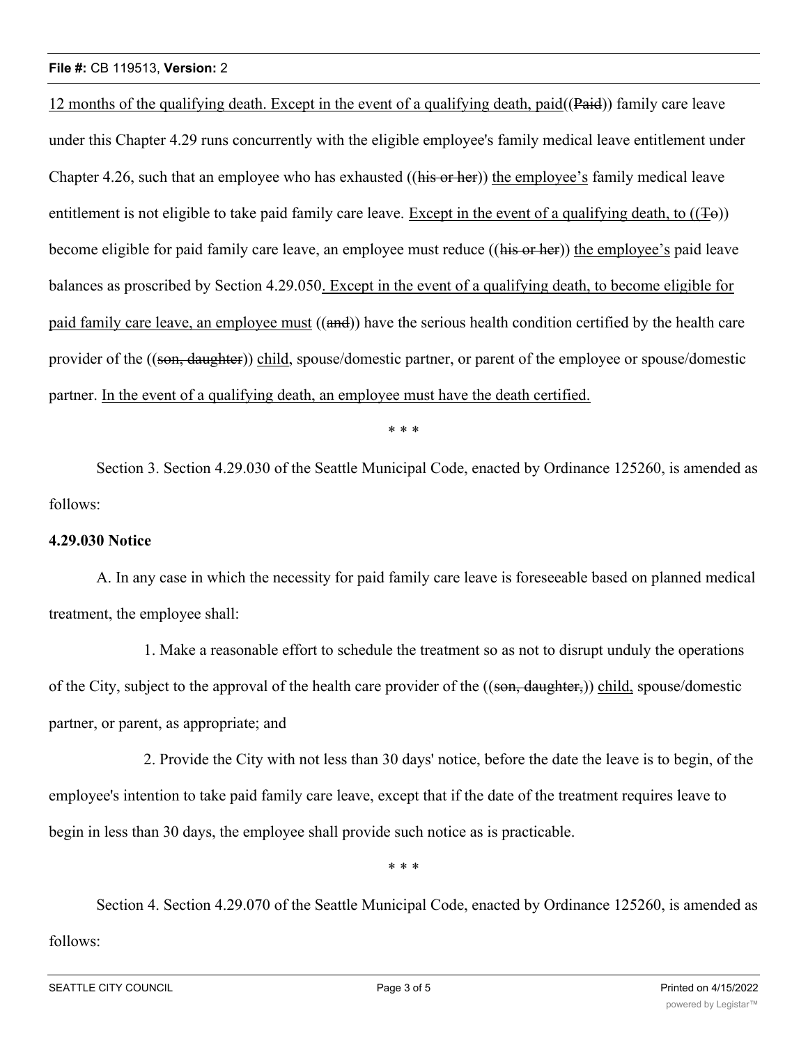12 months of the qualifying death. Except in the event of a qualifying death, paid((Paid)) family care leave under this Chapter 4.29 runs concurrently with the eligible employee's family medical leave entitlement under Chapter 4.26, such that an employee who has exhausted ((his or her)) the employee's family medical leave entitlement is not eligible to take paid family care leave. Except in the event of a qualifying death, to ((To)) become eligible for paid family care leave, an employee must reduce ((his or her)) the employee's paid leave balances as proscribed by Section 4.29.050. Except in the event of a qualifying death, to become eligible for paid family care leave, an employee must ((and)) have the serious health condition certified by the health care provider of the ((son, daughter)) child, spouse/domestic partner, or parent of the employee or spouse/domestic partner. In the event of a qualifying death, an employee must have the death certified.

\* \* \*

Section 3. Section 4.29.030 of the Seattle Municipal Code, enacted by Ordinance 125260, is amended as follows:

**4.29.030 Notice**

A. In any case in which the necessity for paid family care leave is foreseeable based on planned medical treatment, the employee shall:

1. Make a reasonable effort to schedule the treatment so as not to disrupt unduly the operations of the City, subject to the approval of the health care provider of the ((son, daughter,)) child, spouse/domestic partner, or parent, as appropriate; and

2. Provide the City with not less than 30 days' notice, before the date the leave is to begin, of the employee's intention to take paid family care leave, except that if the date of the treatment requires leave to begin in less than 30 days, the employee shall provide such notice as is practicable.

\* \* \*

Section 4. Section 4.29.070 of the Seattle Municipal Code, enacted by Ordinance 125260, is amended as follows: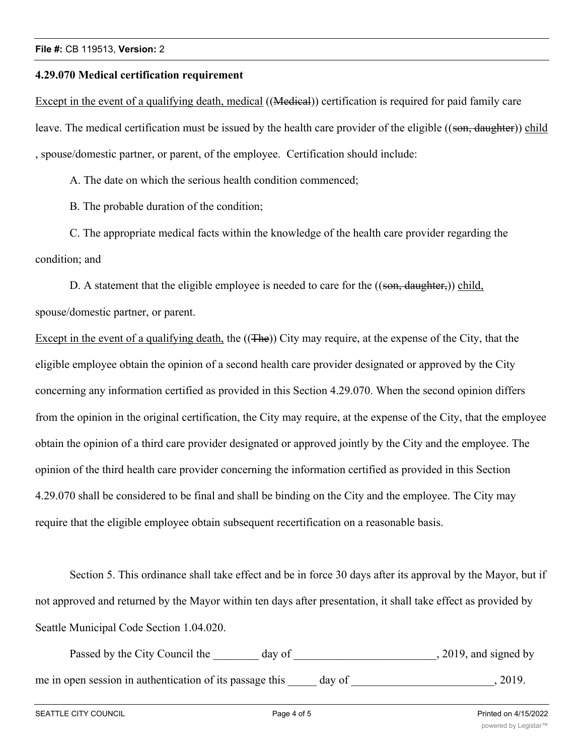**4.29.070 Medical certification requirement**

Except in the event of a qualifying death, medical ((~~Medical~~)) certification is required for paid family care leave. The medical certification must be issued by the health care provider of the eligible ((~~son, daughter~~)) child , spouse/domestic partner, or parent, of the employee. Certification should include:

A. The date on which the serious health condition commenced;

B. The probable duration of the condition;

C. The appropriate medical facts within the knowledge of the health care provider regarding the condition; and

D. A statement that the eligible employee is needed to care for the ((~~son, daughter,~~)) child, spouse/domestic partner, or parent.

Except in the event of a qualifying death, the ((~~The~~)) City may require, at the expense of the City, that the eligible employee obtain the opinion of a second health care provider designated or approved by the City concerning any information certified as provided in this Section 4.29.070. When the second opinion differs from the opinion in the original certification, the City may require, at the expense of the City, that the employee obtain the opinion of a third care provider designated or approved jointly by the City and the employee. The opinion of the third health care provider concerning the information certified as provided in this Section 4.29.070 shall be considered to be final and shall be binding on the City and the employee. The City may require that the eligible employee obtain subsequent recertification on a reasonable basis.

Section 5. This ordinance shall take effect and be in force 30 days after its approval by the Mayor, but if not approved and returned by the Mayor within ten days after presentation, it shall take effect as provided by Seattle Municipal Code Section 1.04.020.

Passed by the City Council the ________ day of _________________________, 2019, and signed by me in open session in authentication of its passage this _____ day of _________________________, 2019.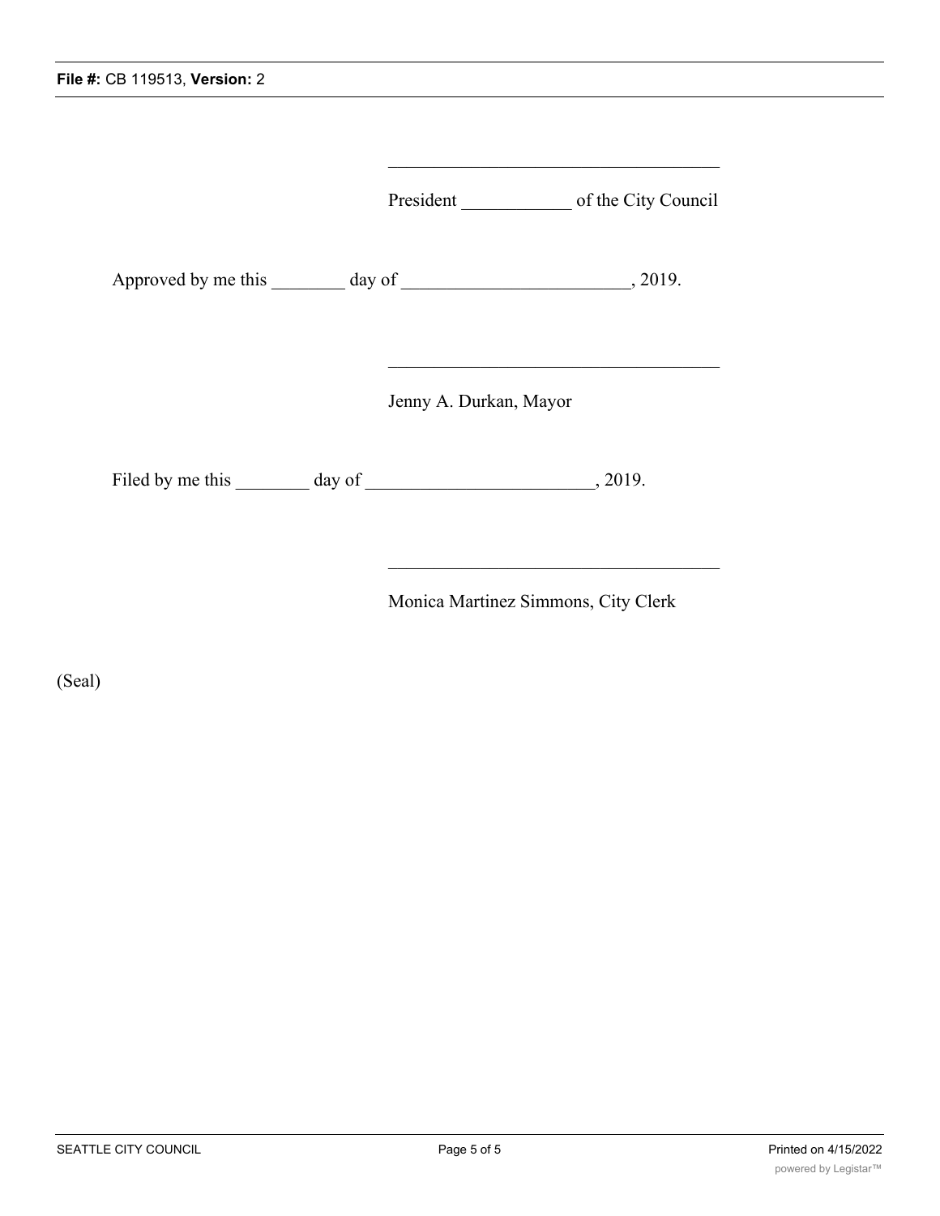\_\_\_\_\_\_\_\_\_\_\_\_\_\_\_\_\_\_\_\_\_\_\_\_\_\_\_\_\_\_\_\_\_\_\_\_\_

President \_\_\_\_\_\_\_\_\_\_\_\_ of the City Council

Approved by me this \_\_\_\_\_\_\_\_ day of \_\_\_\_\_\_\_\_\_\_\_\_\_\_\_\_\_\_\_\_\_\_\_\_\_, 2019.

\_\_\_\_\_\_\_\_\_\_\_\_\_\_\_\_\_\_\_\_\_\_\_\_\_\_\_\_\_\_\_\_\_\_\_\_\_

Jenny A. Durkan, Mayor

Filed by me this \_\_\_\_\_\_\_\_ day of \_\_\_\_\_\_\_\_\_\_\_\_\_\_\_\_\_\_\_\_\_\_\_\_\_, 2019.

\_\_\_\_\_\_\_\_\_\_\_\_\_\_\_\_\_\_\_\_\_\_\_\_\_\_\_\_\_\_\_\_\_\_\_\_\_

Monica Martinez Simmons, City Clerk

(Seal)